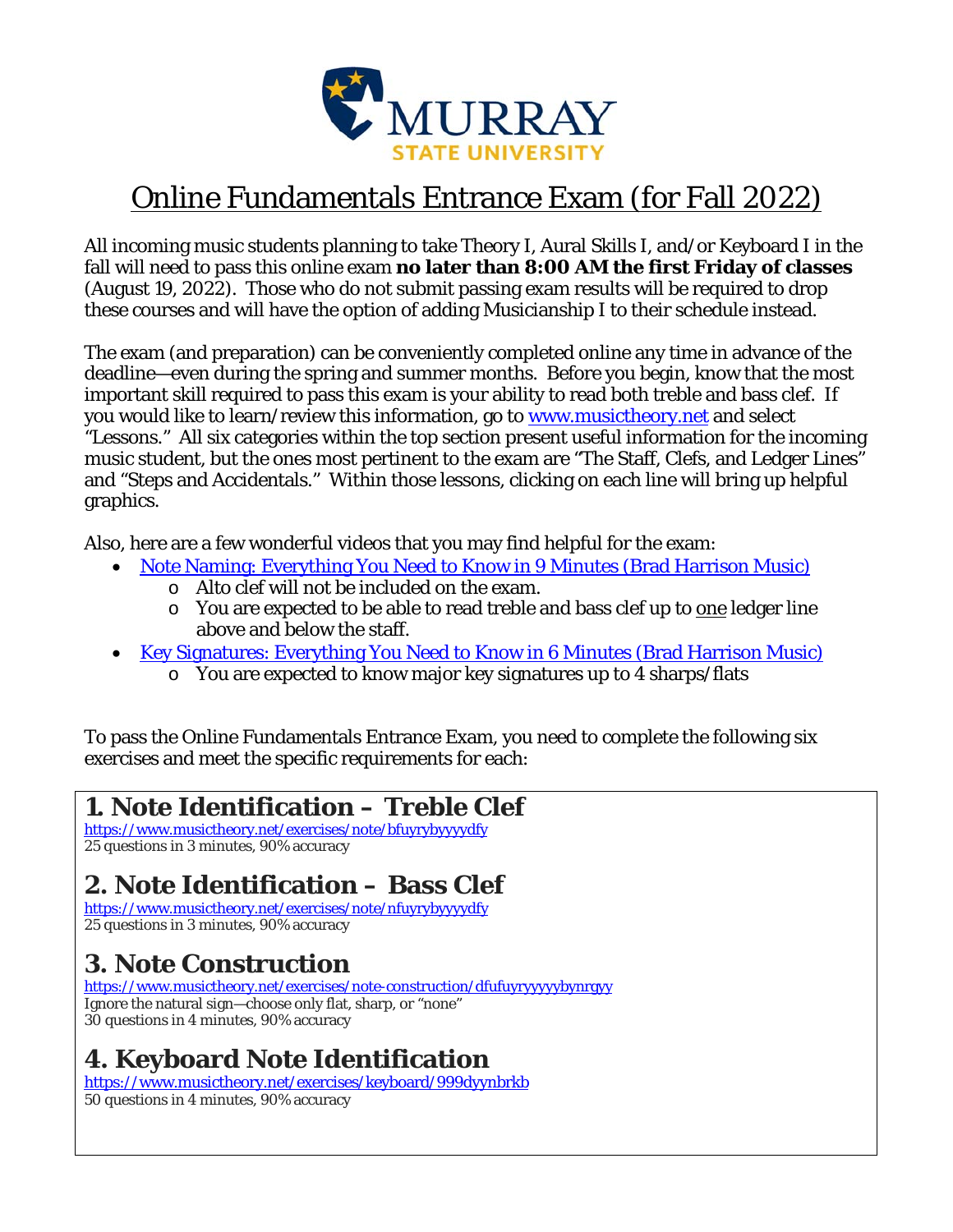# Online Fundamentals Entrance Exam (for Fall 2022)

All incoming music students planning to take Theory I, Aural Skills I, and/or Keyboard I in the fall will need to pass this online exam **no later than 8:00 AM the first Friday of classes** (August 19, 2022). Those who do not submit passing exam results will be required to drop these courses and will have the option of adding Musicianship I to their schedule instead.

The exam (and preparation) can be conveniently completed online any time in advance of the deadline—even during the spring and summer months. Before you begin, know that the most important skill required to pass this exam is your ability to read both treble and bass clef. If you would like to learn/review this information, go to [www.musictheory.net](www.musictheory.net) and select "Lessons." All six categories within the top section present useful information for the incoming music student, but the ones most pertinent to the exam are "The Staff, Clefs, and Ledger Lines" and "Steps and Accidentals." Within those lessons, clicking on each line will bring up helpful graphics.

Also, here are a few wonderful videos that you may find helpful for the exam:

- Note Naming: Everything You Need to Know in 9 Minutes (Brad Harrison Music)
  - Alto clef will not be included on the exam.
  - You are expected to be able to read treble and bass clef up to one ledger line above and below the staff.
- Key Signatures: Everything You Need to Know in 6 Minutes (Brad Harrison Music)
  - You are expected to know major key signatures up to 4 sharps/flats

To pass the Online Fundamentals Entrance Exam, you need to complete the following six exercises and meet the specific requirements for each:

## 1. Note Identification – Treble Clef

https://www.musictheory.net/exercises/note/bfuyrybyyyydfy

25 questions in 3 minutes, 90% accuracy

## 2. Note Identification – Bass Clef

https://www.musictheory.net/exercises/note/nfuyrybyyyydfy

25 questions in 3 minutes, 90% accuracy

## 3. Note Construction

https://www.musictheory.net/exercises/note-construction/dfufuyryyyybynrgyy

Ignore the natural sign—choose only flat, sharp, or "none"

30 questions in 4 minutes, 90% accuracy

## 4. Keyboard Note Identification

https://www.musictheory.net/exercises/keyboard/999dyynbrkb

50 questions in 4 minutes, 90% accuracy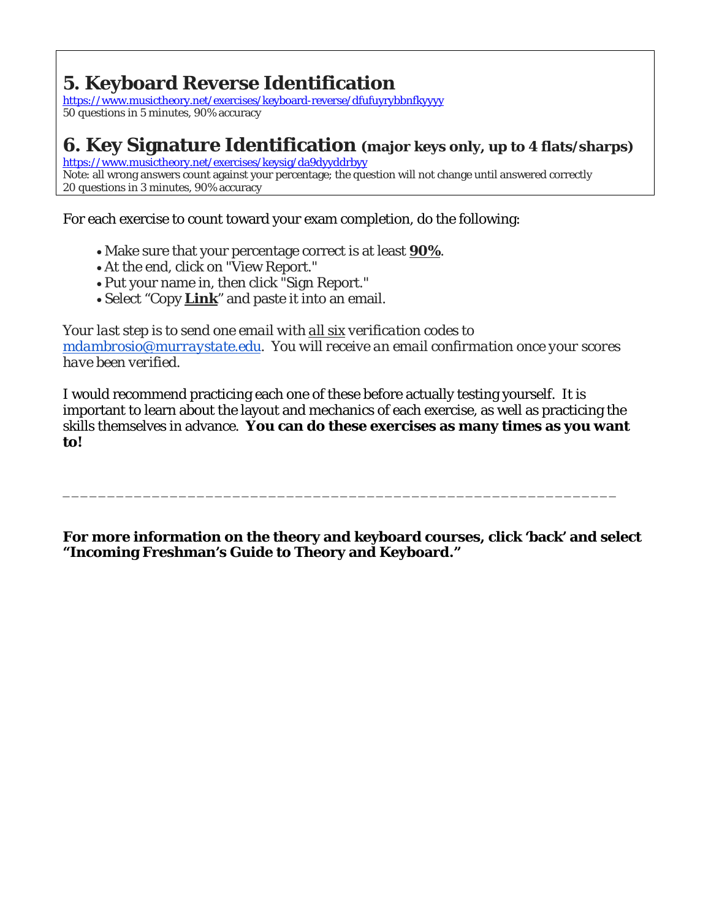## 5. Keyboard Reverse Identification

https://www.musictheory.net/exercises/keyboard-reverse/dfufuyrybbnfkyyyy
50 questions in 5 minutes, 90% accuracy

## 6. Key Signature Identification (major keys only, up to 4 flats/sharps)

https://www.musictheory.net/exercises/keysig/da9dyyddrbyy
Note: all wrong answers count against your percentage; the question will not change until answered correctly
20 questions in 3 minutes, 90% accuracy

For each exercise to count toward your exam completion, do the following:

- Make sure that your percentage correct is at least **90%**.
- At the end, click on "View Report."
- Put your name in, then click "Sign Report."
- Select "Copy **Link**" and paste it into an email.

*Your last step is to send one email with all six verification codes to mdambrosio@murraystate.edu. You will receive an email confirmation once your scores have been verified.*

I would recommend practicing each one of these before actually testing yourself. It is important to learn about the layout and mechanics of each exercise, as well as practicing the skills themselves in advance. **You can do these exercises as many times as you want to!**

_______________________________________________________________

**For more information on the theory and keyboard courses, click 'back' and select "Incoming Freshman's Guide to Theory and Keyboard."**